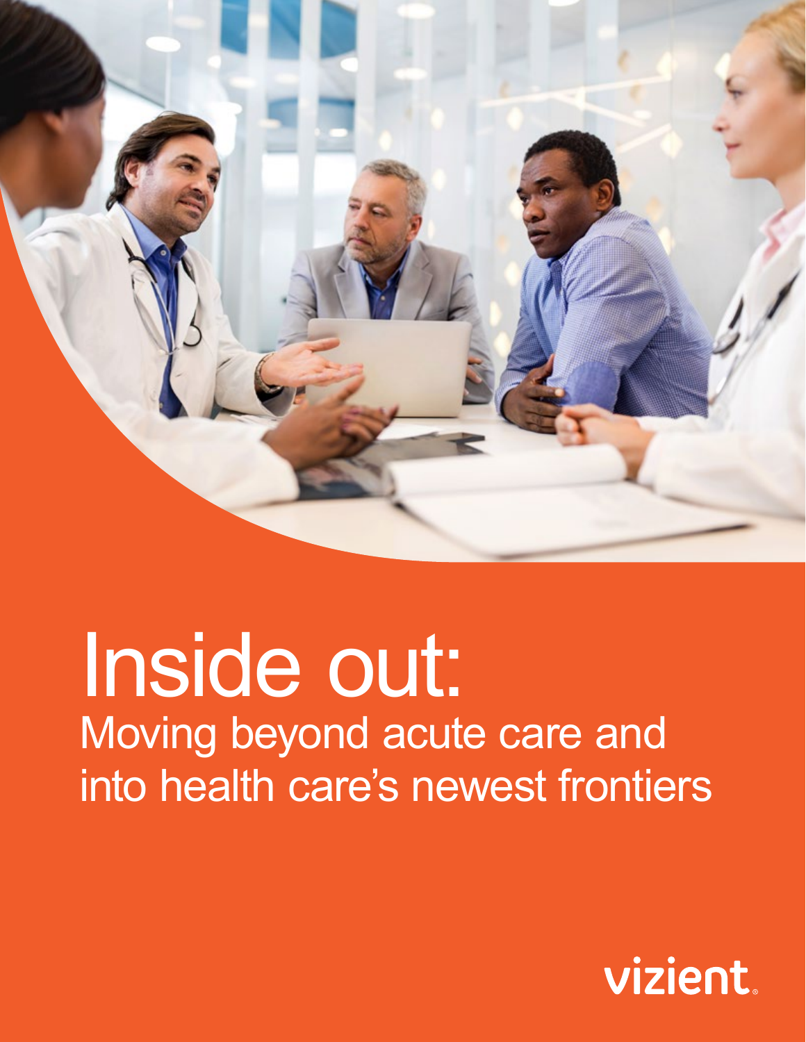# Inside out:

## Moving beyond acute care and into health care's newest frontiers

vizient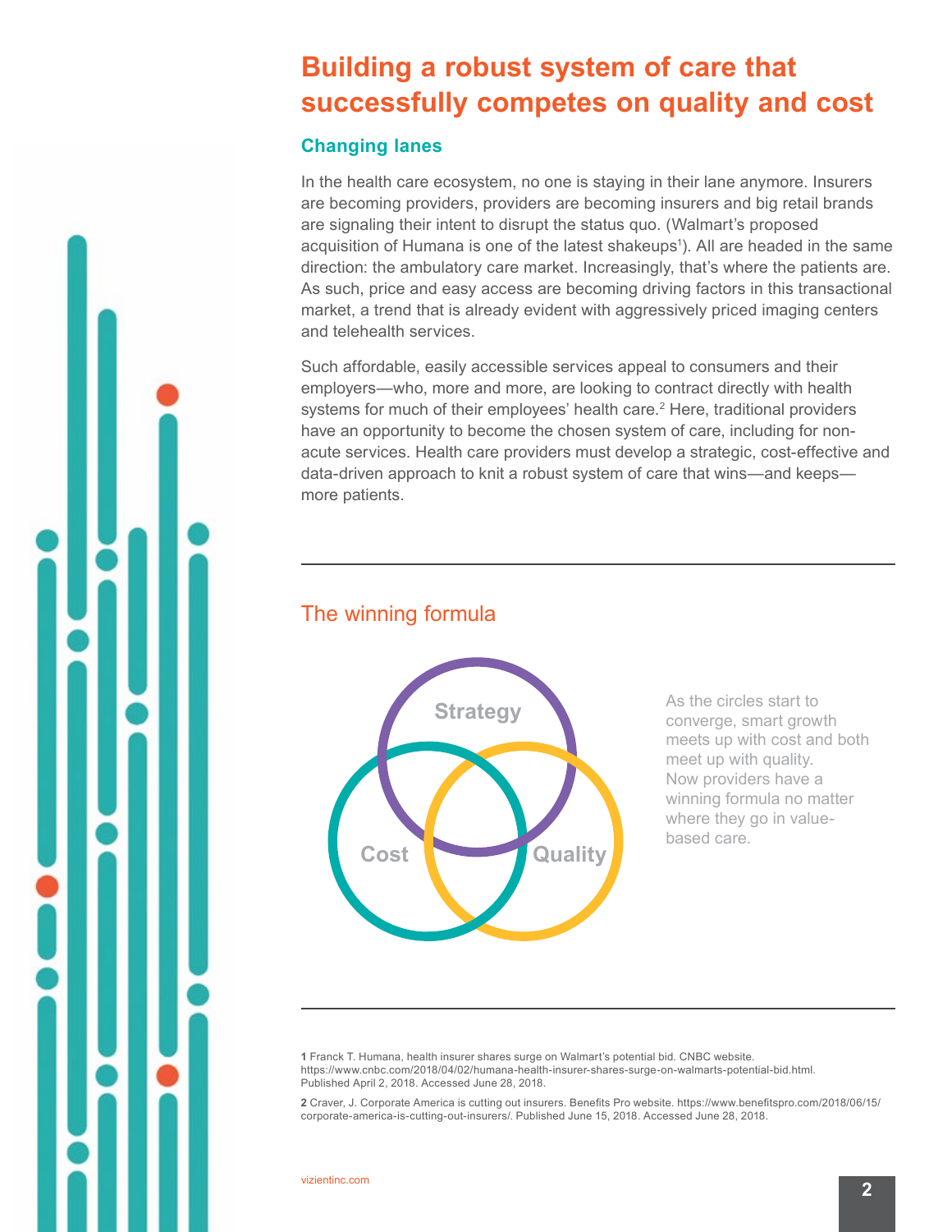# Building a robust system of care that successfully competes on quality and cost

## Changing lanes

In the health care ecosystem, no one is staying in their lane anymore. Insurers are becoming providers, providers are becoming insurers and big retail brands are signaling their intent to disrupt the status quo. (Walmart's proposed acquisition of Humana is one of the latest shakeups[1]). All are headed in the same direction: the ambulatory care market. Increasingly, that's where the patients are. As such, price and easy access are becoming driving factors in this transactional market, a trend that is already evident with aggressively priced imaging centers and telehealth services.

Such affordable, easily accessible services appeal to consumers and their employers—who, more and more, are looking to contract directly with health systems for much of their employees' health care.[2] Here, traditional providers have an opportunity to become the chosen system of care, including for non-acute services. Health care providers must develop a strategic, cost-effective and data-driven approach to knit a robust system of care that wins—and keeps—more patients.

---

## The winning formula

Strategy

Cost

Quality

As the circles start to converge, smart growth meets up with cost and both meet up with quality. Now providers have a winning formula no matter where they go in value-based care.

---

**1** Franck T. Humana, health insurer shares surge on Walmart's potential bid. CNBC website. https://www.cnbc.com/2018/04/02/humana-health-insurer-shares-surge-on-walmarts-potential-bid.html. Published April 2, 2018. Accessed June 28, 2018.

**2** Craver, J. Corporate America is cutting out insurers. Benefits Pro website. https://www.benefitspro.com/2018/06/15/corporate-america-is-cutting-out-insurers/. Published June 15, 2018. Accessed June 28, 2018.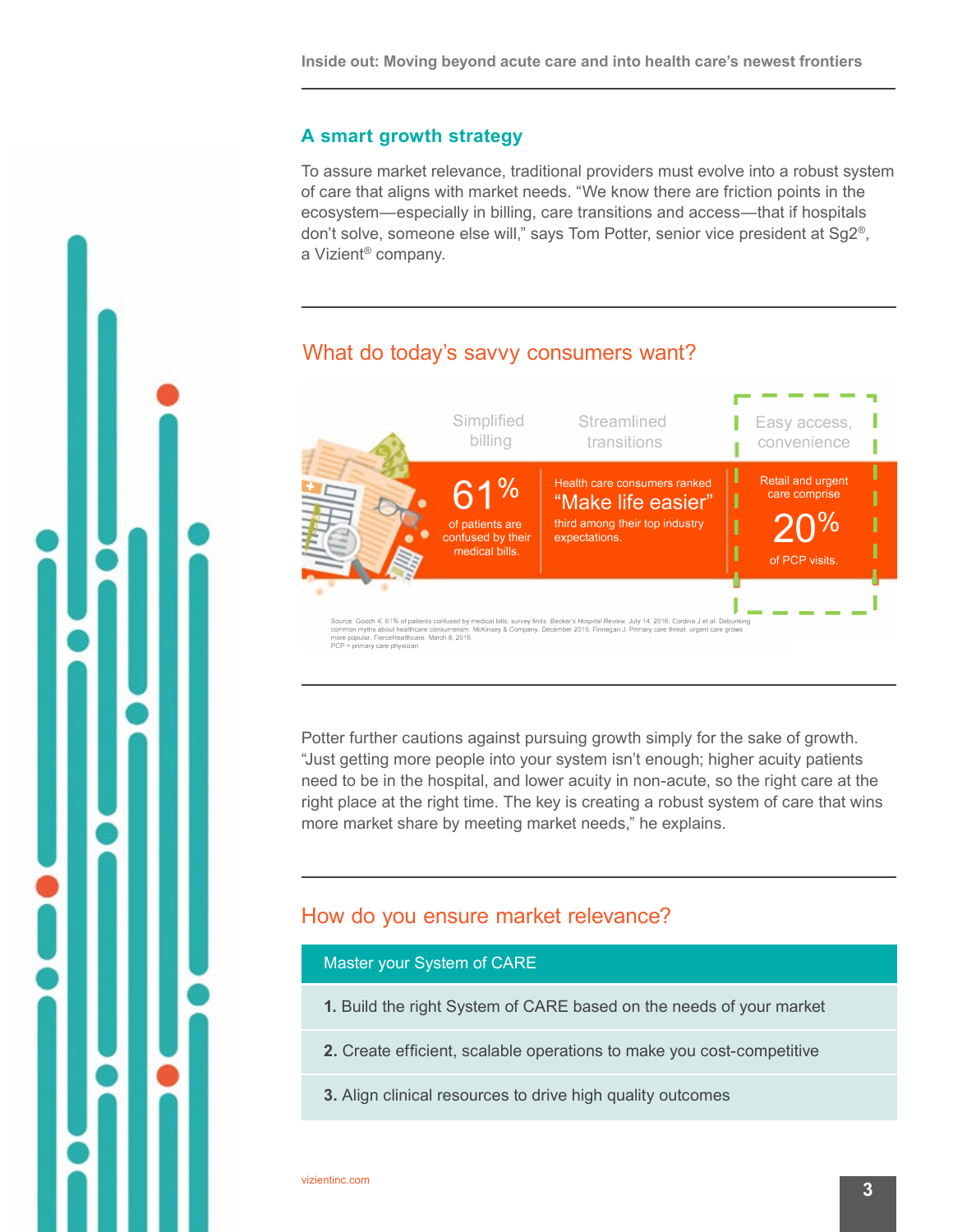## A smart growth strategy

To assure market relevance, traditional providers must evolve into a robust system of care that aligns with market needs. "We know there are friction points in the ecosystem—especially in billing, care transitions and access—that if hospitals don't solve, someone else will," says Tom Potter, senior vice president at Sg2®, a Vizient® company.

## What do today's savvy consumers want?

| Simplified billing | Streamlined transitions | Easy access, convenience |
|---|---|---|
| 61% of patients are confused by their medical bills. | Health care consumers ranked "Make life easier" third among their top industry expectations. | Retail and urgent care comprise 20% of PCP visits. |

Source: Gooch K. 61% of patients confused by medical bills, survey finds. *Becker's Hospital Review*. July 14, 2016; Cordina J et al. Debunking common myths about healthcare consumerism. McKinsey & Company. December 2015; Finnegan J. Primary care threat: urgent care grows more popular. FierceHealthcare. March 8, 2016.
PCP = primary care physician

Potter further cautions against pursuing growth simply for the sake of growth. "Just getting more people into your system isn't enough; higher acuity patients need to be in the hospital, and lower acuity in non-acute, so the right care at the right place at the right time. The key is creating a robust system of care that wins more market share by meeting market needs," he explains.

## How do you ensure market relevance?

**Master your System of CARE**

**1.** Build the right System of CARE based on the needs of your market

**2.** Create efficient, scalable operations to make you cost-competitive

**3.** Align clinical resources to drive high quality outcomes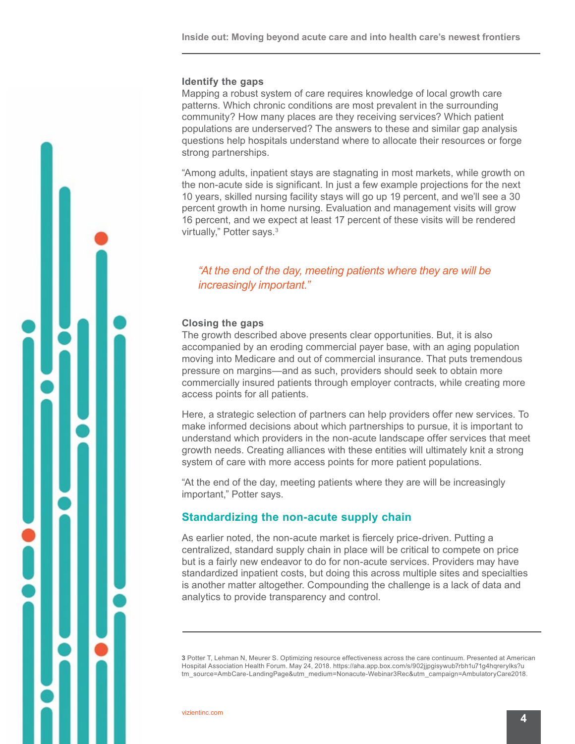### Identify the gaps

Mapping a robust system of care requires knowledge of local growth care patterns. Which chronic conditions are most prevalent in the surrounding community? How many places are they receiving services? Which patient populations are underserved? The answers to these and similar gap analysis questions help hospitals understand where to allocate their resources or forge strong partnerships.

"Among adults, inpatient stays are stagnating in most markets, while growth on the non-acute side is significant. In just a few example projections for the next 10 years, skilled nursing facility stays will go up 19 percent, and we'll see a 30 percent growth in home nursing. Evaluation and management visits will grow 16 percent, and we expect at least 17 percent of these visits will be rendered virtually," Potter says.[3]

> *"At the end of the day, meeting patients where they are will be increasingly important."*

### Closing the gaps

The growth described above presents clear opportunities. But, it is also accompanied by an eroding commercial payer base, with an aging population moving into Medicare and out of commercial insurance. That puts tremendous pressure on margins—and as such, providers should seek to obtain more commercially insured patients through employer contracts, while creating more access points for all patients.

Here, a strategic selection of partners can help providers offer new services. To make informed decisions about which partnerships to pursue, it is important to understand which providers in the non-acute landscape offer services that meet growth needs. Creating alliances with these entities will ultimately knit a strong system of care with more access points for more patient populations.

"At the end of the day, meeting patients where they are will be increasingly important," Potter says.

## Standardizing the non-acute supply chain

As earlier noted, the non-acute market is fiercely price-driven. Putting a centralized, standard supply chain in place will be critical to compete on price but is a fairly new endeavor to do for non-acute services. Providers may have standardized inpatient costs, but doing this across multiple sites and specialties is another matter altogether. Compounding the challenge is a lack of data and analytics to provide transparency and control.

---

**3** Potter T, Lehman N, Meurer S. Optimizing resource effectiveness across the care continuum. Presented at American Hospital Association Health Forum. May 24, 2018. https://aha.app.box.com/s/902jjpgisywub7rbh1u71g4hqrerylks?utm_source=AmbCare-LandingPage&utm_medium=Nonacute-Webinar3Rec&utm_campaign=AmbulatoryCare2018.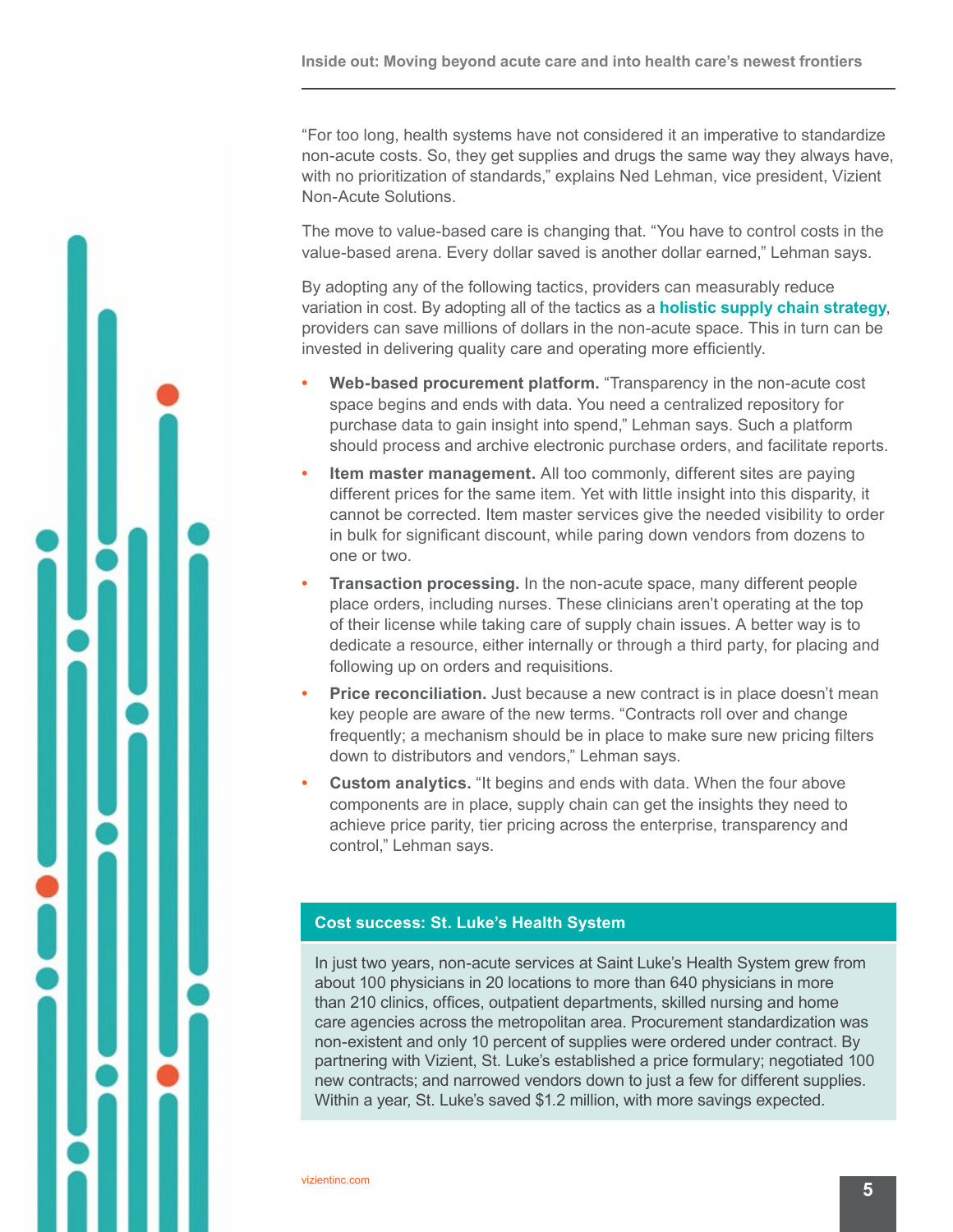"For too long, health systems have not considered it an imperative to standardize non-acute costs. So, they get supplies and drugs the same way they always have, with no prioritization of standards," explains Ned Lehman, vice president, Vizient Non-Acute Solutions.

The move to value-based care is changing that. "You have to control costs in the value-based arena. Every dollar saved is another dollar earned," Lehman says.

By adopting any of the following tactics, providers can measurably reduce variation in cost. By adopting all of the tactics as a **holistic supply chain strategy**, providers can save millions of dollars in the non-acute space. This in turn can be invested in delivering quality care and operating more efficiently.

- **Web-based procurement platform.** "Transparency in the non-acute cost space begins and ends with data. You need a centralized repository for purchase data to gain insight into spend," Lehman says. Such a platform should process and archive electronic purchase orders, and facilitate reports.
- **Item master management.** All too commonly, different sites are paying different prices for the same item. Yet with little insight into this disparity, it cannot be corrected. Item master services give the needed visibility to order in bulk for significant discount, while paring down vendors from dozens to one or two.
- **Transaction processing.** In the non-acute space, many different people place orders, including nurses. These clinicians aren't operating at the top of their license while taking care of supply chain issues. A better way is to dedicate a resource, either internally or through a third party, for placing and following up on orders and requisitions.
- **Price reconciliation.** Just because a new contract is in place doesn't mean key people are aware of the new terms. "Contracts roll over and change frequently; a mechanism should be in place to make sure new pricing filters down to distributors and vendors," Lehman says.
- **Custom analytics.** "It begins and ends with data. When the four above components are in place, supply chain can get the insights they need to achieve price parity, tier pricing across the enterprise, transparency and control," Lehman says.

### Cost success: St. Luke's Health System

In just two years, non-acute services at Saint Luke's Health System grew from about 100 physicians in 20 locations to more than 640 physicians in more than 210 clinics, offices, outpatient departments, skilled nursing and home care agencies across the metropolitan area. Procurement standardization was non-existent and only 10 percent of supplies were ordered under contract. By partnering with Vizient, St. Luke's established a price formulary; negotiated 100 new contracts; and narrowed vendors down to just a few for different supplies. Within a year, St. Luke's saved $1.2 million, with more savings expected.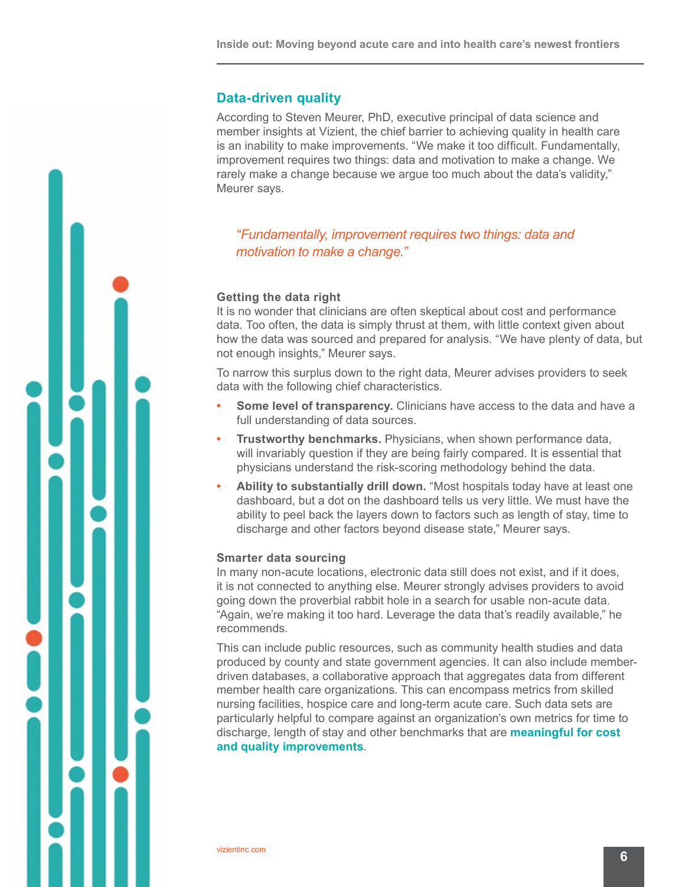## Data-driven quality

According to Steven Meurer, PhD, executive principal of data science and member insights at Vizient, the chief barrier to achieving quality in health care is an inability to make improvements. “We make it too difficult. Fundamentally, improvement requires two things: data and motivation to make a change. We rarely make a change because we argue too much about the data’s validity,” Meurer says.

> *“Fundamentally, improvement requires two things: data and motivation to make a change.”*

### Getting the data right

It is no wonder that clinicians are often skeptical about cost and performance data. Too often, the data is simply thrust at them, with little context given about how the data was sourced and prepared for analysis. “We have plenty of data, but not enough insights,” Meurer says.

To narrow this surplus down to the right data, Meurer advises providers to seek data with the following chief characteristics.

- **Some level of transparency.** Clinicians have access to the data and have a full understanding of data sources.
- **Trustworthy benchmarks.** Physicians, when shown performance data, will invariably question if they are being fairly compared. It is essential that physicians understand the risk-scoring methodology behind the data.
- **Ability to substantially drill down.** “Most hospitals today have at least one dashboard, but a dot on the dashboard tells us very little. We must have the ability to peel back the layers down to factors such as length of stay, time to discharge and other factors beyond disease state,” Meurer says.

### Smarter data sourcing

In many non-acute locations, electronic data still does not exist, and if it does, it is not connected to anything else. Meurer strongly advises providers to avoid going down the proverbial rabbit hole in a search for usable non-acute data. “Again, we’re making it too hard. Leverage the data that’s readily available,” he recommends.

This can include public resources, such as community health studies and data produced by county and state government agencies. It can also include member-driven databases, a collaborative approach that aggregates data from different member health care organizations. This can encompass metrics from skilled nursing facilities, hospice care and long-term acute care. Such data sets are particularly helpful to compare against an organization’s own metrics for time to discharge, length of stay and other benchmarks that are **meaningful for cost and quality improvements**.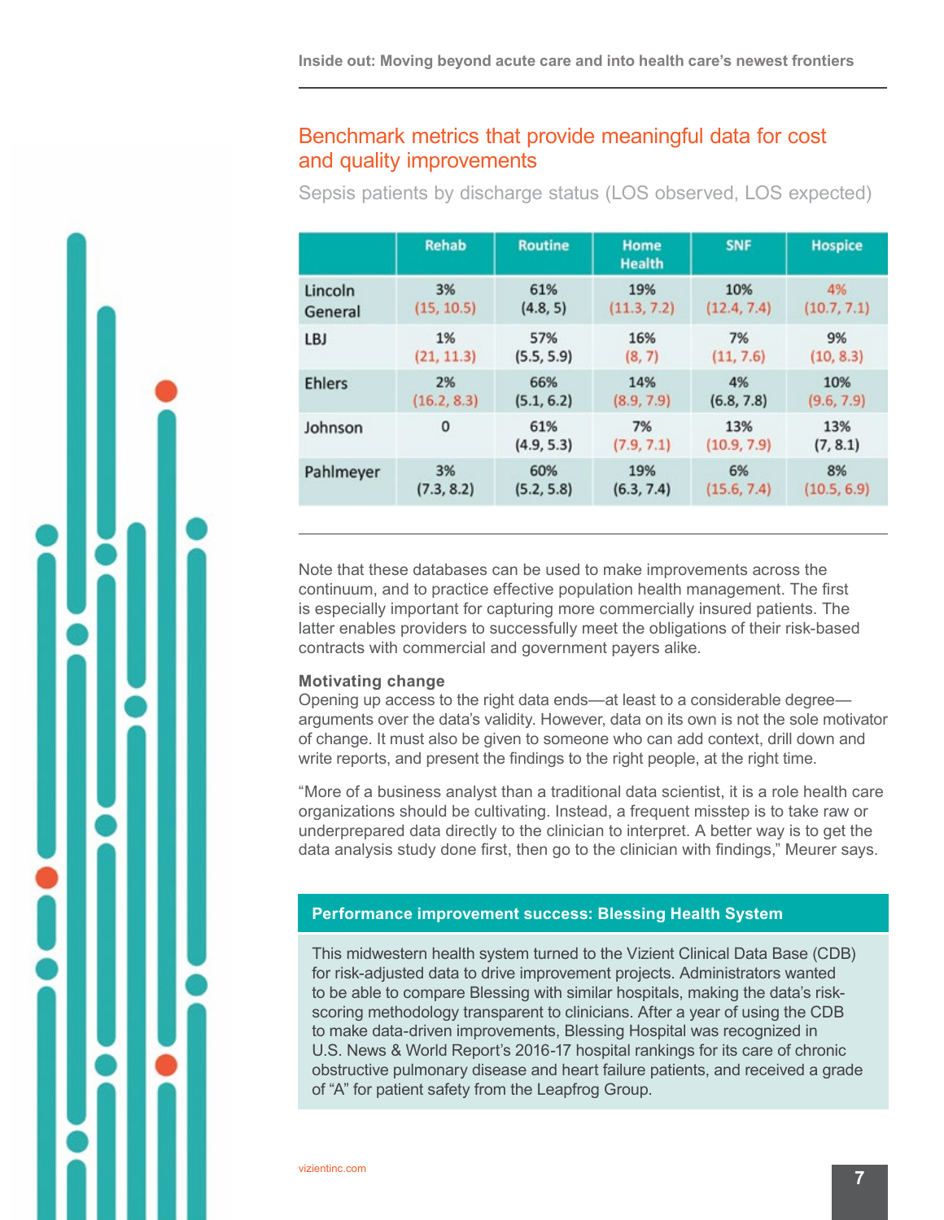## Benchmark metrics that provide meaningful data for cost and quality improvements

Sepsis patients by discharge status (LOS observed, LOS expected)

| | Rehab | Routine | Home Health | SNF | Hospice |
|---|---|---|---|---|---|
| Lincoln General | 3% (15, 10.5) | 61% (4.8, 5) | 19% (11.3, 7.2) | 10% (12.4, 7.4) | 4% (10.7, 7.1) |
| LBJ | 1% (21, 11.3) | 57% (5.5, 5.9) | 16% (8, 7) | 7% (11, 7.6) | 9% (10, 8.3) |
| Ehlers | 2% (16.2, 8.3) | 66% (5.1, 6.2) | 14% (8.9, 7.9) | 4% (6.8, 7.8) | 10% (9.6, 7.9) |
| Johnson | 0 | 61% (4.9, 5.3) | 7% (7.9, 7.1) | 13% (10.9, 7.9) | 13% (7, 8.1) |
| Pahlmeyer | 3% (7.3, 8.2) | 60% (5.2, 5.8) | 19% (6.3, 7.4) | 6% (15.6, 7.4) | 8% (10.5, 6.9) |

Note that these databases can be used to make improvements across the continuum, and to practice effective population health management. The first is especially important for capturing more commercially insured patients. The latter enables providers to successfully meet the obligations of their risk-based contracts with commercial and government payers alike.

**Motivating change**

Opening up access to the right data ends—at least to a considerable degree—arguments over the data's validity. However, data on its own is not the sole motivator of change. It must also be given to someone who can add context, drill down and write reports, and present the findings to the right people, at the right time.

"More of a business analyst than a traditional data scientist, it is a role health care organizations should be cultivating. Instead, a frequent misstep is to take raw or underprepared data directly to the clinician to interpret. A better way is to get the data analysis study done first, then go to the clinician with findings," Meurer says.

**Performance improvement success: Blessing Health System**

This midwestern health system turned to the Vizient Clinical Data Base (CDB) for risk-adjusted data to drive improvement projects. Administrators wanted to be able to compare Blessing with similar hospitals, making the data's risk-scoring methodology transparent to clinicians. After a year of using the CDB to make data-driven improvements, Blessing Hospital was recognized in U.S. News & World Report's 2016-17 hospital rankings for its care of chronic obstructive pulmonary disease and heart failure patients, and received a grade of "A" for patient safety from the Leapfrog Group.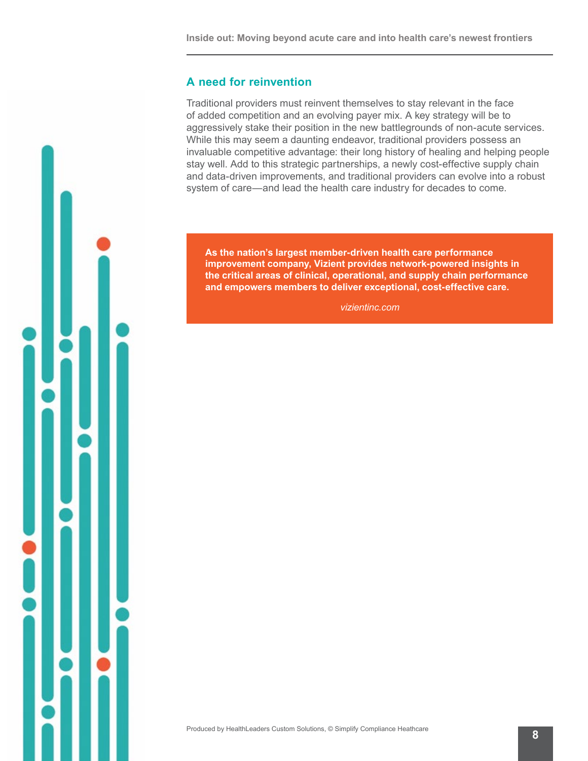## A need for reinvention

Traditional providers must reinvent themselves to stay relevant in the face of added competition and an evolving payer mix. A key strategy will be to aggressively stake their position in the new battlegrounds of non-acute services. While this may seem a daunting endeavor, traditional providers possess an invaluable competitive advantage: their long history of healing and helping people stay well. Add to this strategic partnerships, a newly cost-effective supply chain and data-driven improvements, and traditional providers can evolve into a robust system of care—and lead the health care industry for decades to come.

**As the nation's largest member-driven health care performance improvement company, Vizient provides network-powered insights in the critical areas of clinical, operational, and supply chain performance and empowers members to deliver exceptional, cost-effective care.**

*vizientinc.com*

Produced by HealthLeaders Custom Solutions, © Simplify Compliance Heathcare